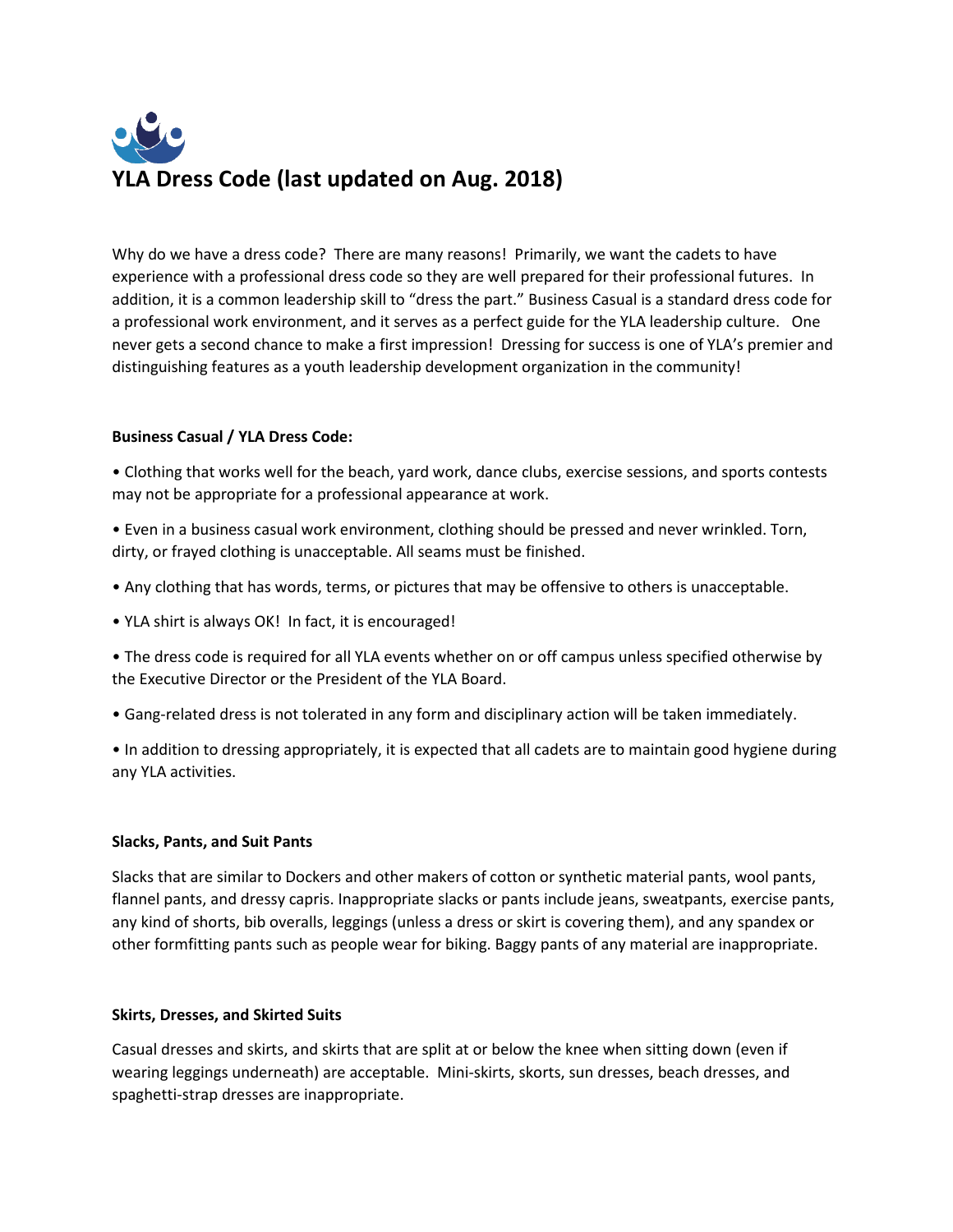# YLA Dress Code (last updated on Aug. 2018)

Why do we have a dress code? There are many reasons! Primarily, we want the cadets to have experience with a professional dress code so they are well prepared for their professional futures. In addition, it is a common leadership skill to "dress the part." Business Casual is a standard dress code for a professional work environment, and it serves as a perfect guide for the YLA leadership culture. One never gets a second chance to make a first impression! Dressing for success is one of YLA's premier and distinguishing features as a youth leadership development organization in the community!

**Business Casual / YLA Dress Code:**

- Clothing that works well for the beach, yard work, dance clubs, exercise sessions, and sports contests may not be appropriate for a professional appearance at work.
- Even in a business casual work environment, clothing should be pressed and never wrinkled. Torn, dirty, or frayed clothing is unacceptable. All seams must be finished.
- Any clothing that has words, terms, or pictures that may be offensive to others is unacceptable.
- YLA shirt is always OK! In fact, it is encouraged!
- The dress code is required for all YLA events whether on or off campus unless specified otherwise by the Executive Director or the President of the YLA Board.
- Gang-related dress is not tolerated in any form and disciplinary action will be taken immediately.
- In addition to dressing appropriately, it is expected that all cadets are to maintain good hygiene during any YLA activities.

**Slacks, Pants, and Suit Pants**

Slacks that are similar to Dockers and other makers of cotton or synthetic material pants, wool pants, flannel pants, and dressy capris. Inappropriate slacks or pants include jeans, sweatpants, exercise pants, any kind of shorts, bib overalls, leggings (unless a dress or skirt is covering them), and any spandex or other formfitting pants such as people wear for biking. Baggy pants of any material are inappropriate.

**Skirts, Dresses, and Skirted Suits**

Casual dresses and skirts, and skirts that are split at or below the knee when sitting down (even if wearing leggings underneath) are acceptable. Mini-skirts, skorts, sun dresses, beach dresses, and spaghetti-strap dresses are inappropriate.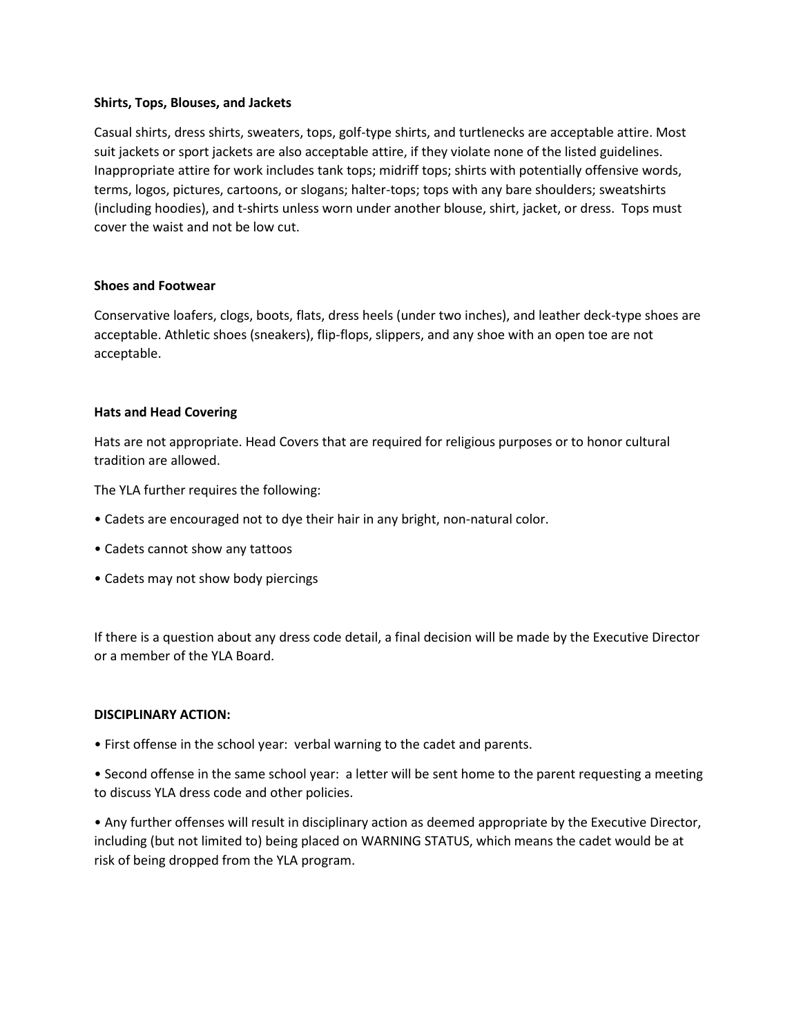**Shirts, Tops, Blouses, and Jackets**

Casual shirts, dress shirts, sweaters, tops, golf-type shirts, and turtlenecks are acceptable attire. Most suit jackets or sport jackets are also acceptable attire, if they violate none of the listed guidelines. Inappropriate attire for work includes tank tops; midriff tops; shirts with potentially offensive words, terms, logos, pictures, cartoons, or slogans; halter-tops; tops with any bare shoulders; sweatshirts (including hoodies), and t-shirts unless worn under another blouse, shirt, jacket, or dress. Tops must cover the waist and not be low cut.

**Shoes and Footwear**

Conservative loafers, clogs, boots, flats, dress heels (under two inches), and leather deck-type shoes are acceptable. Athletic shoes (sneakers), flip-flops, slippers, and any shoe with an open toe are not acceptable.

**Hats and Head Covering**

Hats are not appropriate. Head Covers that are required for religious purposes or to honor cultural tradition are allowed.

The YLA further requires the following:

- Cadets are encouraged not to dye their hair in any bright, non-natural color.
- Cadets cannot show any tattoos
- Cadets may not show body piercings

If there is a question about any dress code detail, a final decision will be made by the Executive Director or a member of the YLA Board.

**DISCIPLINARY ACTION:**

- First offense in the school year: verbal warning to the cadet and parents.
- Second offense in the same school year: a letter will be sent home to the parent requesting a meeting to discuss YLA dress code and other policies.
- Any further offenses will result in disciplinary action as deemed appropriate by the Executive Director, including (but not limited to) being placed on WARNING STATUS, which means the cadet would be at risk of being dropped from the YLA program.